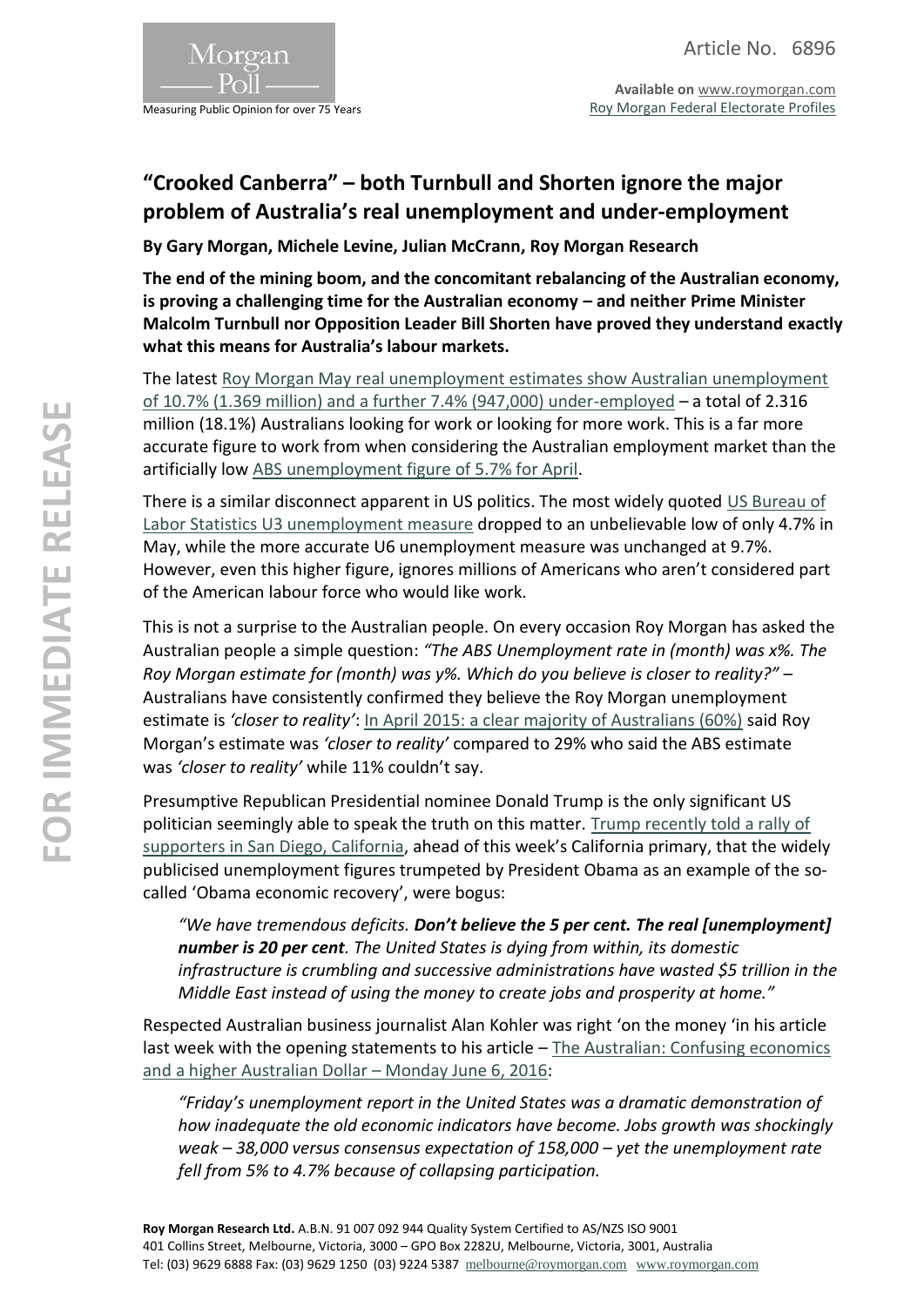Article No. 6896

**Available on** www.roymorgan.com
Roy Morgan Federal Electorate Profiles

# "Crooked Canberra" – both Turnbull and Shorten ignore the major problem of Australia's real unemployment and under-employment

**By Gary Morgan, Michele Levine, Julian McCrann, Roy Morgan Research**

**The end of the mining boom, and the concomitant rebalancing of the Australian economy, is proving a challenging time for the Australian economy – and neither Prime Minister Malcolm Turnbull nor Opposition Leader Bill Shorten have proved they understand exactly what this means for Australia's labour markets.**

The latest Roy Morgan May real unemployment estimates show Australian unemployment of 10.7% (1.369 million) and a further 7.4% (947,000) under-employed – a total of 2.316 million (18.1%) Australians looking for work or looking for more work. This is a far more accurate figure to work from when considering the Australian employment market than the artificially low ABS unemployment figure of 5.7% for April.

There is a similar disconnect apparent in US politics. The most widely quoted US Bureau of Labor Statistics U3 unemployment measure dropped to an unbelievable low of only 4.7% in May, while the more accurate U6 unemployment measure was unchanged at 9.7%. However, even this higher figure, ignores millions of Americans who aren't considered part of the American labour force who would like work.

This is not a surprise to the Australian people. On every occasion Roy Morgan has asked the Australian people a simple question: *"The ABS Unemployment rate in (month) was x%. The Roy Morgan estimate for (month) was y%. Which do you believe is closer to reality?"* – Australians have consistently confirmed they believe the Roy Morgan unemployment estimate is *'closer to reality'*: In April 2015: a clear majority of Australians (60%) said Roy Morgan's estimate was *'closer to reality'* compared to 29% who said the ABS estimate was *'closer to reality'* while 11% couldn't say.

Presumptive Republican Presidential nominee Donald Trump is the only significant US politician seemingly able to speak the truth on this matter. Trump recently told a rally of supporters in San Diego, California, ahead of this week's California primary, that the widely publicised unemployment figures trumpeted by President Obama as an example of the so-called 'Obama economic recovery', were bogus:

> *"We have tremendous deficits.* ***Don't believe the 5 per cent. The real [unemployment] number is 20 per cent****. The United States is dying from within, its domestic infrastructure is crumbling and successive administrations have wasted $5 trillion in the Middle East instead of using the money to create jobs and prosperity at home."*

Respected Australian business journalist Alan Kohler was right 'on the money 'in his article last week with the opening statements to his article – The Australian: Confusing economics and a higher Australian Dollar – Monday June 6, 2016:

> *"Friday's unemployment report in the United States was a dramatic demonstration of how inadequate the old economic indicators have become. Jobs growth was shockingly weak – 38,000 versus consensus expectation of 158,000 – yet the unemployment rate fell from 5% to 4.7% because of collapsing participation.*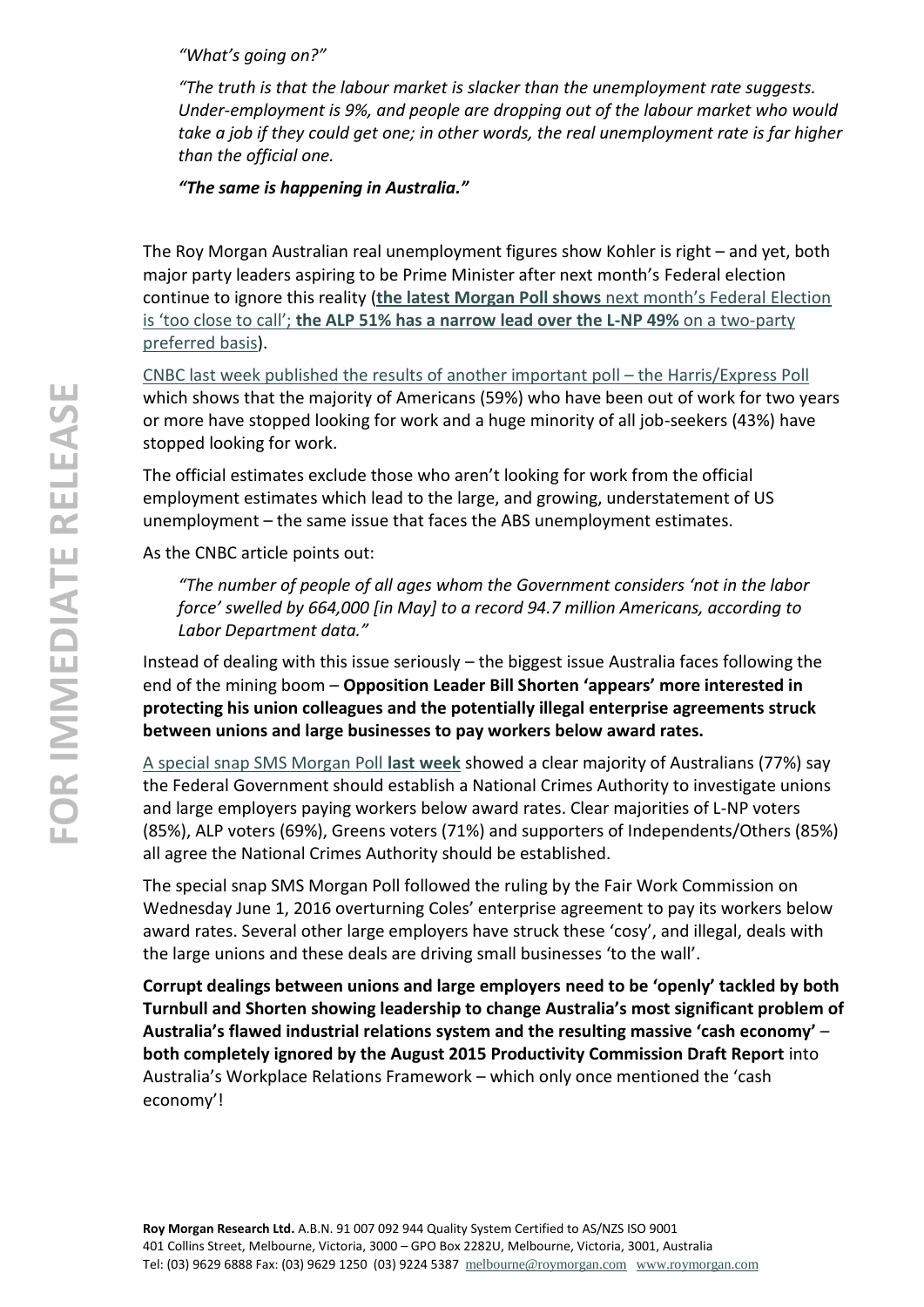*"What's going on?"*

*"The truth is that the labour market is slacker than the unemployment rate suggests. Under-employment is 9%, and people are dropping out of the labour market who would take a job if they could get one; in other words, the real unemployment rate is far higher than the official one.*

***"The same is happening in Australia."***

The Roy Morgan Australian real unemployment figures show Kohler is right – and yet, both major party leaders aspiring to be Prime Minister after next month's Federal election continue to ignore this reality (**the latest Morgan Poll shows** next month's Federal Election is 'too close to call'; **the ALP 51% has a narrow lead over the L-NP 49%** on a two-party preferred basis).

CNBC last week published the results of another important poll – the Harris/Express Poll which shows that the majority of Americans (59%) who have been out of work for two years or more have stopped looking for work and a huge minority of all job-seekers (43%) have stopped looking for work.

The official estimates exclude those who aren't looking for work from the official employment estimates which lead to the large, and growing, understatement of US unemployment – the same issue that faces the ABS unemployment estimates.

As the CNBC article points out:

*"The number of people of all ages whom the Government considers 'not in the labor force' swelled by 664,000 [in May] to a record 94.7 million Americans, according to Labor Department data."*

Instead of dealing with this issue seriously – the biggest issue Australia faces following the end of the mining boom – **Opposition Leader Bill Shorten 'appears' more interested in protecting his union colleagues and the potentially illegal enterprise agreements struck between unions and large businesses to pay workers below award rates.**

A special snap SMS Morgan Poll **last week** showed a clear majority of Australians (77%) say the Federal Government should establish a National Crimes Authority to investigate unions and large employers paying workers below award rates. Clear majorities of L-NP voters (85%), ALP voters (69%), Greens voters (71%) and supporters of Independents/Others (85%) all agree the National Crimes Authority should be established.

The special snap SMS Morgan Poll followed the ruling by the Fair Work Commission on Wednesday June 1, 2016 overturning Coles' enterprise agreement to pay its workers below award rates. Several other large employers have struck these 'cosy', and illegal, deals with the large unions and these deals are driving small businesses 'to the wall'.

**Corrupt dealings between unions and large employers need to be 'openly' tackled by both Turnbull and Shorten showing leadership to change Australia's most significant problem of Australia's flawed industrial relations system and the resulting massive 'cash economy'** – **both completely ignored by the August 2015 Productivity Commission Draft Report** into Australia's Workplace Relations Framework – which only once mentioned the 'cash economy'!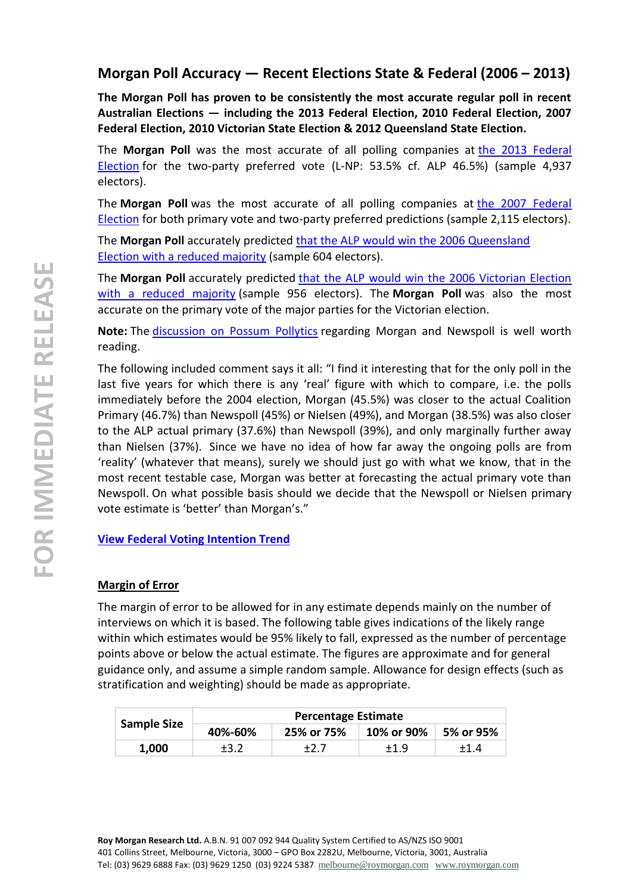## Morgan Poll Accuracy — Recent Elections State & Federal (2006 – 2013)

**The Morgan Poll has proven to be consistently the most accurate regular poll in recent Australian Elections — including the 2013 Federal Election, 2010 Federal Election, 2007 Federal Election, 2010 Victorian State Election & 2012 Queensland State Election.**

The **Morgan Poll** was the most accurate of all polling companies at the 2013 Federal Election for the two-party preferred vote (L-NP: 53.5% cf. ALP 46.5%) (sample 4,937 electors).

The **Morgan Poll** was the most accurate of all polling companies at the 2007 Federal Election for both primary vote and two-party preferred predictions (sample 2,115 electors).

The **Morgan Poll** accurately predicted that the ALP would win the 2006 Queensland Election with a reduced majority (sample 604 electors).

The **Morgan Poll** accurately predicted that the ALP would win the 2006 Victorian Election with a reduced majority (sample 956 electors). The **Morgan Poll** was also the most accurate on the primary vote of the major parties for the Victorian election.

**Note:** The discussion on Possum Pollytics regarding Morgan and Newspoll is well worth reading.

The following included comment says it all: "I find it interesting that for the only poll in the last five years for which there is any 'real' figure with which to compare, i.e. the polls immediately before the 2004 election, Morgan (45.5%) was closer to the actual Coalition Primary (46.7%) than Newspoll (45%) or Nielsen (49%), and Morgan (38.5%) was also closer to the ALP actual primary (37.6%) than Newspoll (39%), and only marginally further away than Nielsen (37%). Since we have no idea of how far away the ongoing polls are from 'reality' (whatever that means), surely we should just go with what we know, that in the most recent testable case, Morgan was better at forecasting the actual primary vote than Newspoll. On what possible basis should we decide that the Newspoll or Nielsen primary vote estimate is 'better' than Morgan's."

**View Federal Voting Intention Trend**

**Margin of Error**

The margin of error to be allowed for in any estimate depends mainly on the number of interviews on which it is based. The following table gives indications of the likely range within which estimates would be 95% likely to fall, expressed as the number of percentage points above or below the actual estimate. The figures are approximate and for general guidance only, and assume a simple random sample. Allowance for design effects (such as stratification and weighting) should be made as appropriate.

| Sample Size | Percentage Estimate | | | |
|---|---|---|---|---|
| | 40%-60% | 25% or 75% | 10% or 90% | 5% or 95% |
| **1,000** | ±3.2 | ±2.7 | ±1.9 | ±1.4 |